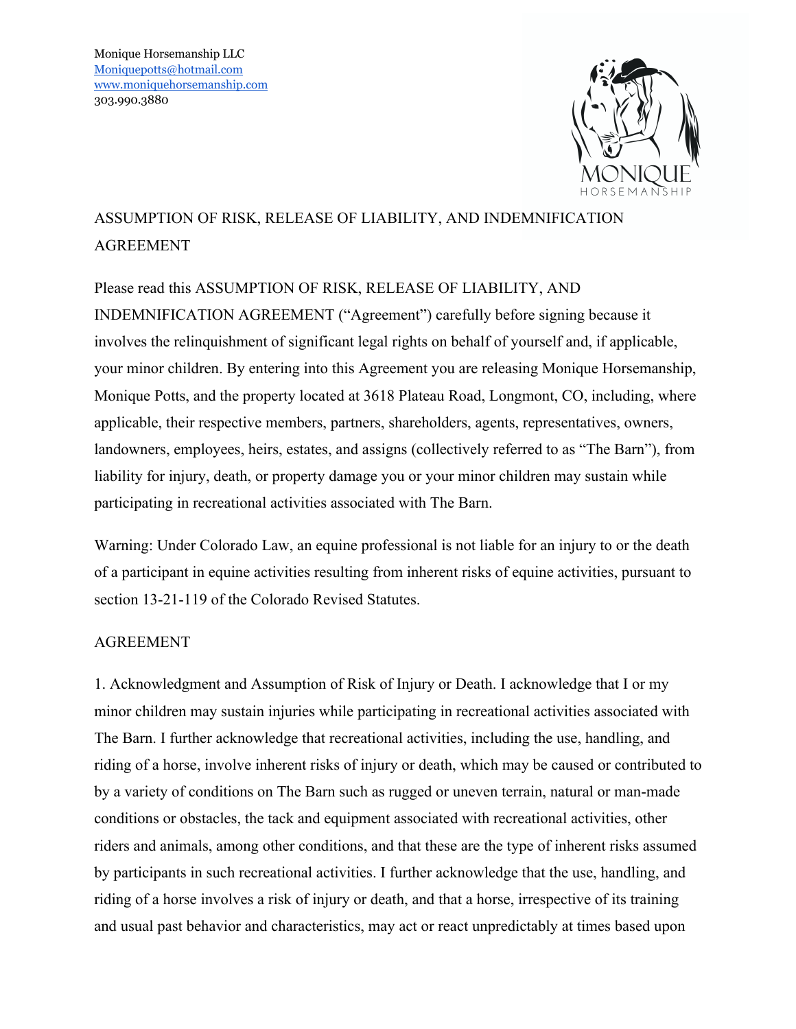Monique Horsemanship LLC
Moniquepotts@hotmail.com
www.moniquehorsemanship.com
303.990.3880

# ASSUMPTION OF RISK, RELEASE OF LIABILITY, AND INDEMNIFICATION AGREEMENT

Please read this ASSUMPTION OF RISK, RELEASE OF LIABILITY, AND INDEMNIFICATION AGREEMENT ("Agreement") carefully before signing because it involves the relinquishment of significant legal rights on behalf of yourself and, if applicable, your minor children. By entering into this Agreement you are releasing Monique Horsemanship, Monique Potts, and the property located at 3618 Plateau Road, Longmont, CO, including, where applicable, their respective members, partners, shareholders, agents, representatives, owners, landowners, employees, heirs, estates, and assigns (collectively referred to as "The Barn"), from liability for injury, death, or property damage you or your minor children may sustain while participating in recreational activities associated with The Barn.

Warning: Under Colorado Law, an equine professional is not liable for an injury to or the death of a participant in equine activities resulting from inherent risks of equine activities, pursuant to section 13-21-119 of the Colorado Revised Statutes.

## AGREEMENT

1. Acknowledgment and Assumption of Risk of Injury or Death. I acknowledge that I or my minor children may sustain injuries while participating in recreational activities associated with The Barn. I further acknowledge that recreational activities, including the use, handling, and riding of a horse, involve inherent risks of injury or death, which may be caused or contributed to by a variety of conditions on The Barn such as rugged or uneven terrain, natural or man-made conditions or obstacles, the tack and equipment associated with recreational activities, other riders and animals, among other conditions, and that these are the type of inherent risks assumed by participants in such recreational activities. I further acknowledge that the use, handling, and riding of a horse involves a risk of injury or death, and that a horse, irrespective of its training and usual past behavior and characteristics, may act or react unpredictably at times based upon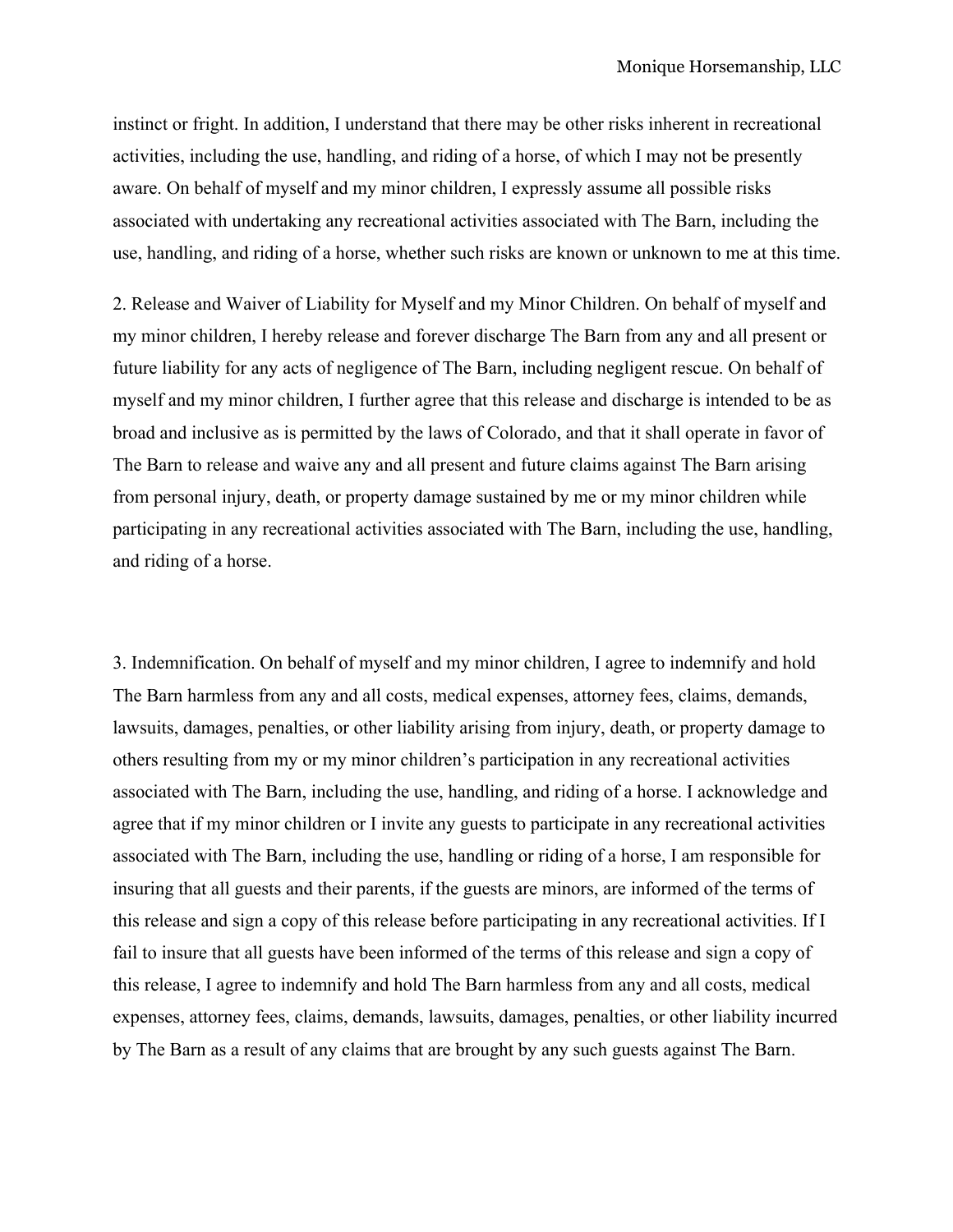instinct or fright. In addition, I understand that there may be other risks inherent in recreational activities, including the use, handling, and riding of a horse, of which I may not be presently aware. On behalf of myself and my minor children, I expressly assume all possible risks associated with undertaking any recreational activities associated with The Barn, including the use, handling, and riding of a horse, whether such risks are known or unknown to me at this time.

2. Release and Waiver of Liability for Myself and my Minor Children. On behalf of myself and my minor children, I hereby release and forever discharge The Barn from any and all present or future liability for any acts of negligence of The Barn, including negligent rescue. On behalf of myself and my minor children, I further agree that this release and discharge is intended to be as broad and inclusive as is permitted by the laws of Colorado, and that it shall operate in favor of The Barn to release and waive any and all present and future claims against The Barn arising from personal injury, death, or property damage sustained by me or my minor children while participating in any recreational activities associated with The Barn, including the use, handling, and riding of a horse.

3. Indemnification. On behalf of myself and my minor children, I agree to indemnify and hold The Barn harmless from any and all costs, medical expenses, attorney fees, claims, demands, lawsuits, damages, penalties, or other liability arising from injury, death, or property damage to others resulting from my or my minor children's participation in any recreational activities associated with The Barn, including the use, handling, and riding of a horse. I acknowledge and agree that if my minor children or I invite any guests to participate in any recreational activities associated with The Barn, including the use, handling or riding of a horse, I am responsible for insuring that all guests and their parents, if the guests are minors, are informed of the terms of this release and sign a copy of this release before participating in any recreational activities. If I fail to insure that all guests have been informed of the terms of this release and sign a copy of this release, I agree to indemnify and hold The Barn harmless from any and all costs, medical expenses, attorney fees, claims, demands, lawsuits, damages, penalties, or other liability incurred by The Barn as a result of any claims that are brought by any such guests against The Barn.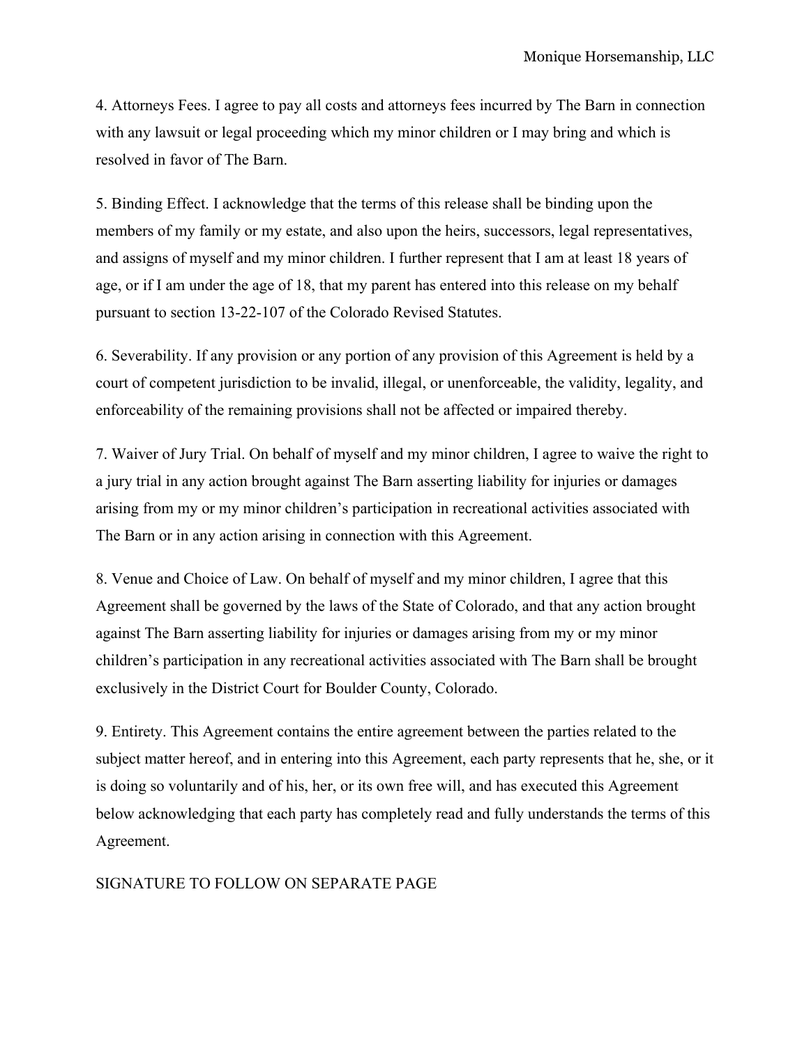4. Attorneys Fees. I agree to pay all costs and attorneys fees incurred by The Barn in connection with any lawsuit or legal proceeding which my minor children or I may bring and which is resolved in favor of The Barn.

5. Binding Effect. I acknowledge that the terms of this release shall be binding upon the members of my family or my estate, and also upon the heirs, successors, legal representatives, and assigns of myself and my minor children. I further represent that I am at least 18 years of age, or if I am under the age of 18, that my parent has entered into this release on my behalf pursuant to section 13-22-107 of the Colorado Revised Statutes.

6. Severability. If any provision or any portion of any provision of this Agreement is held by a court of competent jurisdiction to be invalid, illegal, or unenforceable, the validity, legality, and enforceability of the remaining provisions shall not be affected or impaired thereby.

7. Waiver of Jury Trial. On behalf of myself and my minor children, I agree to waive the right to a jury trial in any action brought against The Barn asserting liability for injuries or damages arising from my or my minor children's participation in recreational activities associated with The Barn or in any action arising in connection with this Agreement.

8. Venue and Choice of Law. On behalf of myself and my minor children, I agree that this Agreement shall be governed by the laws of the State of Colorado, and that any action brought against The Barn asserting liability for injuries or damages arising from my or my minor children's participation in any recreational activities associated with The Barn shall be brought exclusively in the District Court for Boulder County, Colorado.

9. Entirety. This Agreement contains the entire agreement between the parties related to the subject matter hereof, and in entering into this Agreement, each party represents that he, she, or it is doing so voluntarily and of his, her, or its own free will, and has executed this Agreement below acknowledging that each party has completely read and fully understands the terms of this Agreement.

SIGNATURE TO FOLLOW ON SEPARATE PAGE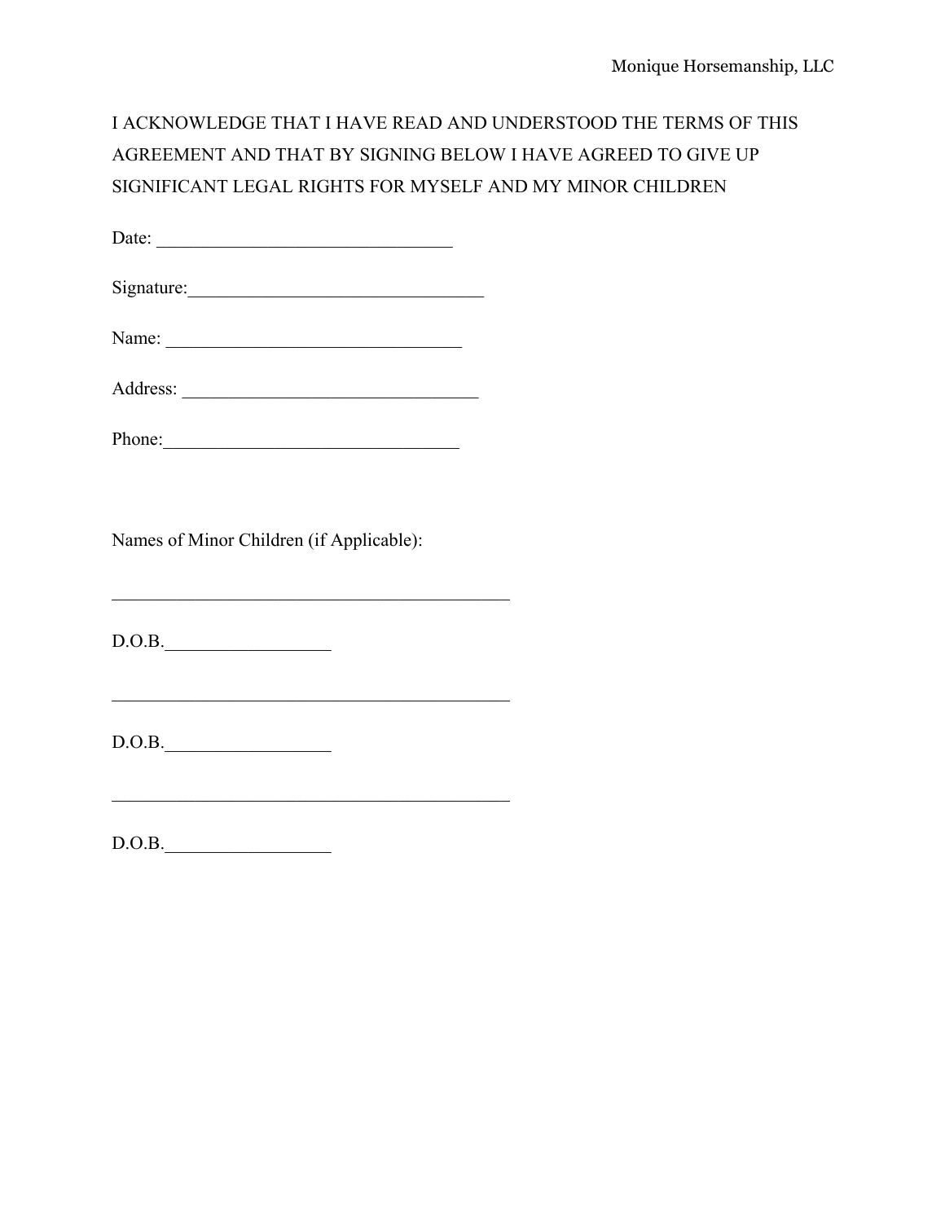I ACKNOWLEDGE THAT I HAVE READ AND UNDERSTOOD THE TERMS OF THIS AGREEMENT AND THAT BY SIGNING BELOW I HAVE AGREED TO GIVE UP SIGNIFICANT LEGAL RIGHTS FOR MYSELF AND MY MINOR CHILDREN

Date: ________________________________

Signature:________________________________

Name: ________________________________

Address: ________________________________

Phone:________________________________

Names of Minor Children (if Applicable):

___________________________________________

D.O.B.__________________

___________________________________________

D.O.B.__________________

___________________________________________

D.O.B.__________________